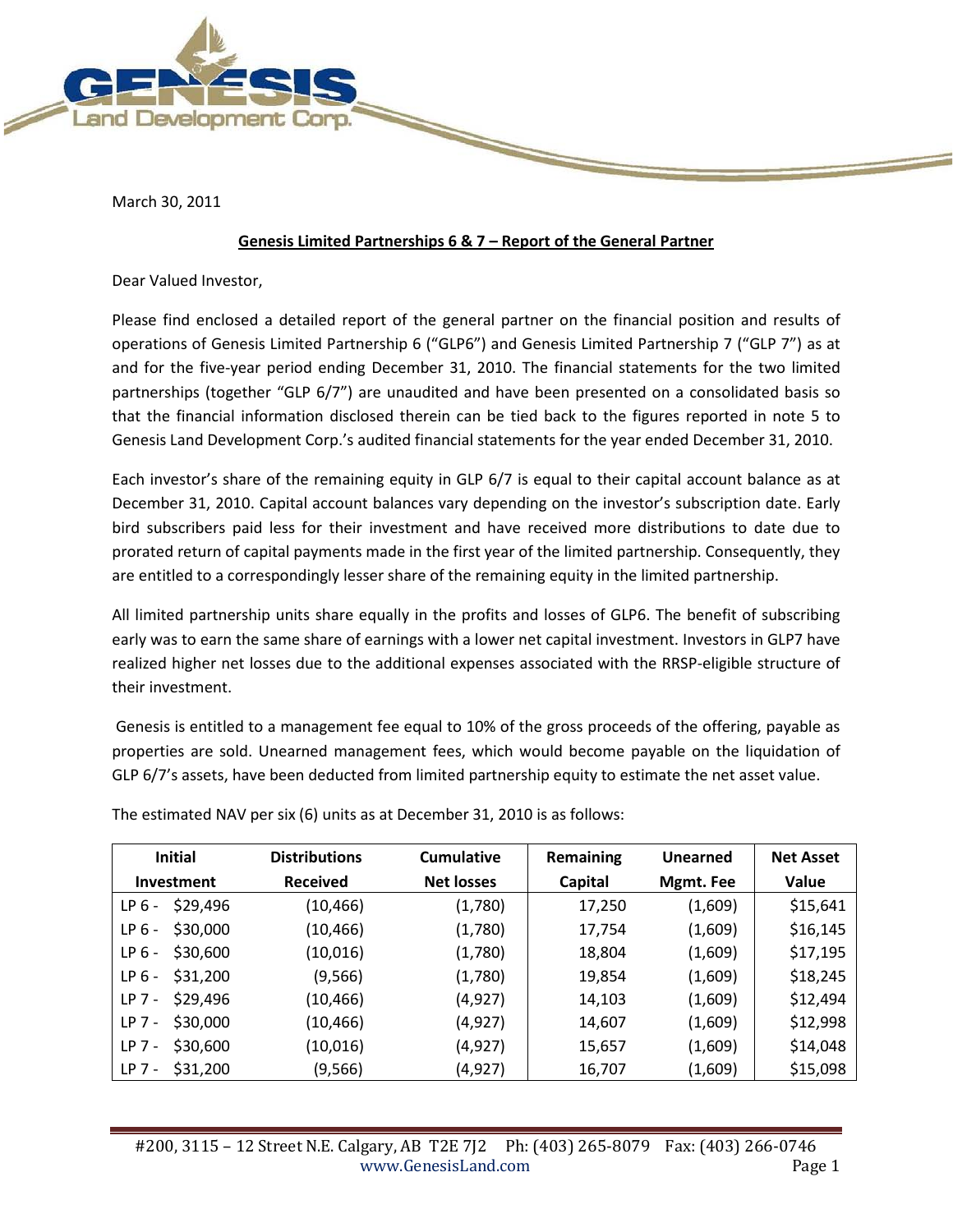March 30, 2011

**Genesis Limited Partnerships 6 & 7 – Report of the General Partner**

Dear Valued Investor,

Please find enclosed a detailed report of the general partner on the financial position and results of operations of Genesis Limited Partnership 6 ("GLP6") and Genesis Limited Partnership 7 ("GLP 7") as at and for the five-year period ending December 31, 2010. The financial statements for the two limited partnerships (together "GLP 6/7") are unaudited and have been presented on a consolidated basis so that the financial information disclosed therein can be tied back to the figures reported in note 5 to Genesis Land Development Corp.'s audited financial statements for the year ended December 31, 2010.

Each investor's share of the remaining equity in GLP 6/7 is equal to their capital account balance as at December 31, 2010. Capital account balances vary depending on the investor's subscription date. Early bird subscribers paid less for their investment and have received more distributions to date due to prorated return of capital payments made in the first year of the limited partnership. Consequently, they are entitled to a correspondingly lesser share of the remaining equity in the limited partnership.

All limited partnership units share equally in the profits and losses of GLP6. The benefit of subscribing early was to earn the same share of earnings with a lower net capital investment. Investors in GLP7 have realized higher net losses due to the additional expenses associated with the RRSP-eligible structure of their investment.

Genesis is entitled to a management fee equal to 10% of the gross proceeds of the offering, payable as properties are sold. Unearned management fees, which would become payable on the liquidation of GLP 6/7's assets, have been deducted from limited partnership equity to estimate the net asset value.

The estimated NAV per six (6) units as at December 31, 2010 is as follows:

| Initial Investment | Distributions Received | Cumulative Net losses | Remaining Capital | Unearned Mgmt. Fee | Net Asset Value |
|---|---|---|---|---|---|
| LP 6 - $29,496 | (10,466) | (1,780) | 17,250 | (1,609) | $15,641 |
| LP 6 - $30,000 | (10,466) | (1,780) | 17,754 | (1,609) | $16,145 |
| LP 6 - $30,600 | (10,016) | (1,780) | 18,804 | (1,609) | $17,195 |
| LP 6 - $31,200 | (9,566) | (1,780) | 19,854 | (1,609) | $18,245 |
| LP 7 - $29,496 | (10,466) | (4,927) | 14,103 | (1,609) | $12,494 |
| LP 7 - $30,000 | (10,466) | (4,927) | 14,607 | (1,609) | $12,998 |
| LP 7 - $30,600 | (10,016) | (4,927) | 15,657 | (1,609) | $14,048 |
| LP 7 - $31,200 | (9,566) | (4,927) | 16,707 | (1,609) | $15,098 |

#200, 3115 – 12 Street N.E. Calgary, AB T2E 7J2 Ph: (403) 265-8079 Fax: (403) 266-0746
www.GenesisLand.com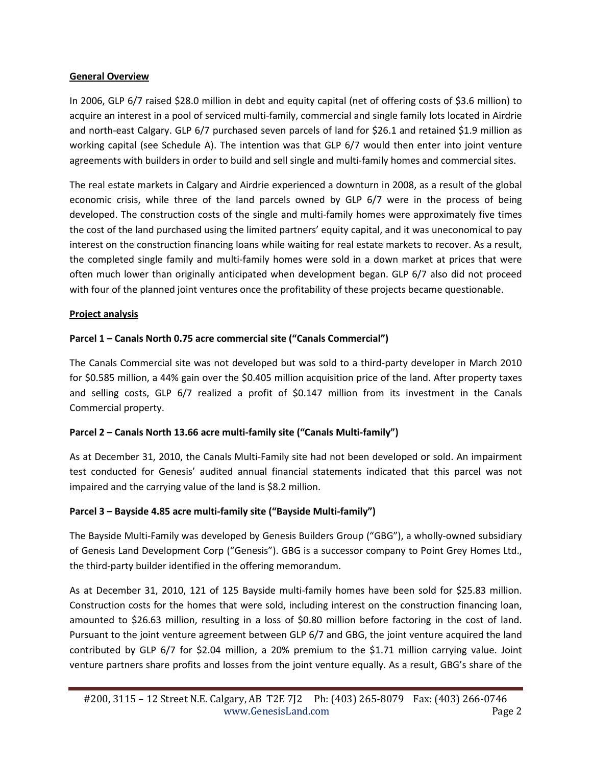**General Overview**

In 2006, GLP 6/7 raised $28.0 million in debt and equity capital (net of offering costs of $3.6 million) to acquire an interest in a pool of serviced multi-family, commercial and single family lots located in Airdrie and north-east Calgary. GLP 6/7 purchased seven parcels of land for $26.1 and retained $1.9 million as working capital (see Schedule A). The intention was that GLP 6/7 would then enter into joint venture agreements with builders in order to build and sell single and multi-family homes and commercial sites.

The real estate markets in Calgary and Airdrie experienced a downturn in 2008, as a result of the global economic crisis, while three of the land parcels owned by GLP 6/7 were in the process of being developed. The construction costs of the single and multi-family homes were approximately five times the cost of the land purchased using the limited partners' equity capital, and it was uneconomical to pay interest on the construction financing loans while waiting for real estate markets to recover. As a result, the completed single family and multi-family homes were sold in a down market at prices that were often much lower than originally anticipated when development began. GLP 6/7 also did not proceed with four of the planned joint ventures once the profitability of these projects became questionable.

**Project analysis**

**Parcel 1 – Canals North 0.75 acre commercial site ("Canals Commercial")**

The Canals Commercial site was not developed but was sold to a third-party developer in March 2010 for $0.585 million, a 44% gain over the $0.405 million acquisition price of the land. After property taxes and selling costs, GLP 6/7 realized a profit of $0.147 million from its investment in the Canals Commercial property.

**Parcel 2 – Canals North 13.66 acre multi-family site ("Canals Multi-family")**

As at December 31, 2010, the Canals Multi-Family site had not been developed or sold. An impairment test conducted for Genesis' audited annual financial statements indicated that this parcel was not impaired and the carrying value of the land is $8.2 million.

**Parcel 3 – Bayside 4.85 acre multi-family site ("Bayside Multi-family")**

The Bayside Multi-Family was developed by Genesis Builders Group ("GBG"), a wholly-owned subsidiary of Genesis Land Development Corp ("Genesis"). GBG is a successor company to Point Grey Homes Ltd., the third-party builder identified in the offering memorandum.

As at December 31, 2010, 121 of 125 Bayside multi-family homes have been sold for $25.83 million. Construction costs for the homes that were sold, including interest on the construction financing loan, amounted to $26.63 million, resulting in a loss of $0.80 million before factoring in the cost of land. Pursuant to the joint venture agreement between GLP 6/7 and GBG, the joint venture acquired the land contributed by GLP 6/7 for $2.04 million, a 20% premium to the $1.71 million carrying value. Joint venture partners share profits and losses from the joint venture equally. As a result, GBG's share of the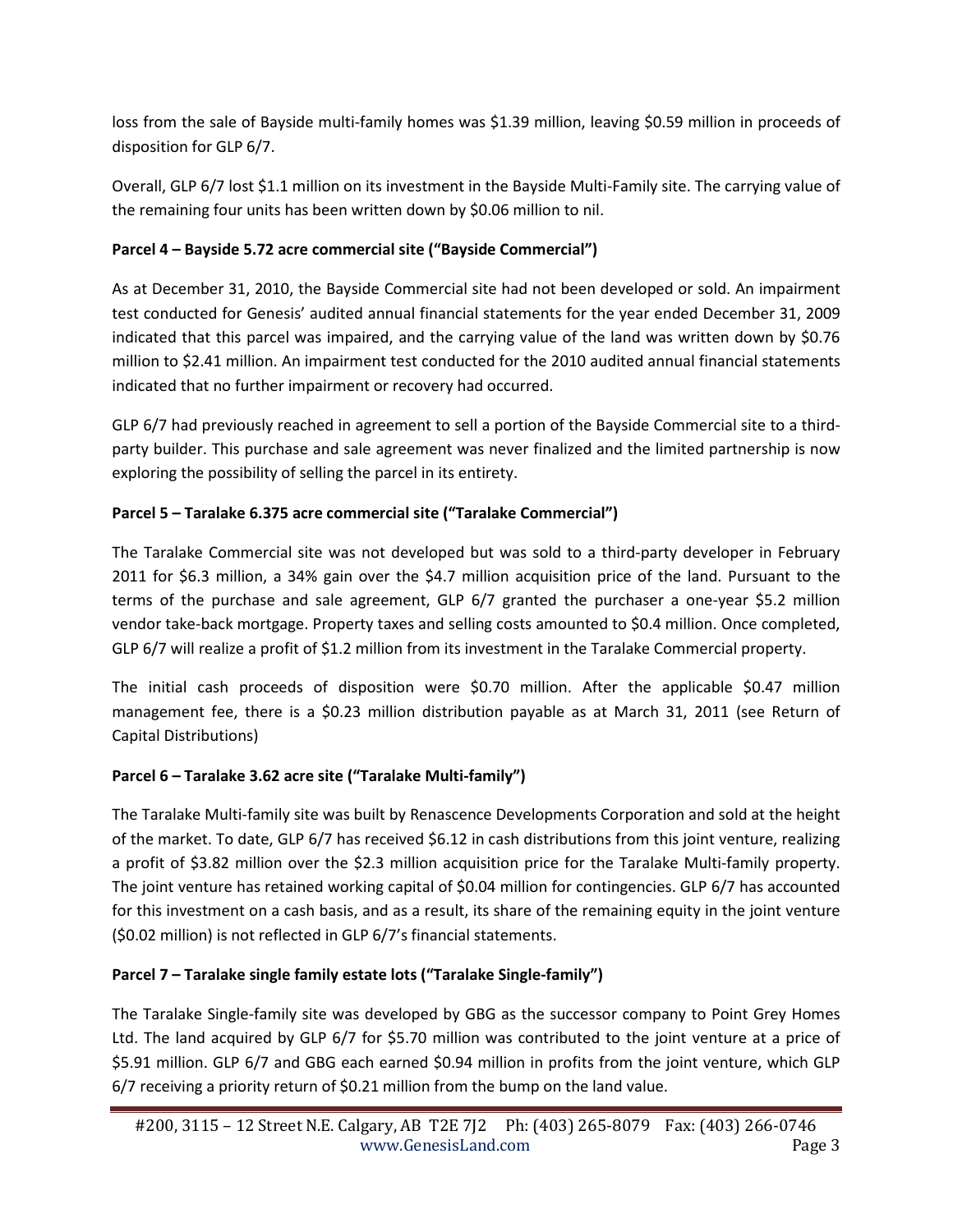loss from the sale of Bayside multi-family homes was $1.39 million, leaving $0.59 million in proceeds of disposition for GLP 6/7.

Overall, GLP 6/7 lost $1.1 million on its investment in the Bayside Multi-Family site. The carrying value of the remaining four units has been written down by $0.06 million to nil.

**Parcel 4 – Bayside 5.72 acre commercial site ("Bayside Commercial")**

As at December 31, 2010, the Bayside Commercial site had not been developed or sold. An impairment test conducted for Genesis' audited annual financial statements for the year ended December 31, 2009 indicated that this parcel was impaired, and the carrying value of the land was written down by $0.76 million to $2.41 million. An impairment test conducted for the 2010 audited annual financial statements indicated that no further impairment or recovery had occurred.

GLP 6/7 had previously reached in agreement to sell a portion of the Bayside Commercial site to a third-party builder. This purchase and sale agreement was never finalized and the limited partnership is now exploring the possibility of selling the parcel in its entirety.

**Parcel 5 – Taralake 6.375 acre commercial site ("Taralake Commercial")**

The Taralake Commercial site was not developed but was sold to a third-party developer in February 2011 for $6.3 million, a 34% gain over the $4.7 million acquisition price of the land. Pursuant to the terms of the purchase and sale agreement, GLP 6/7 granted the purchaser a one-year $5.2 million vendor take-back mortgage. Property taxes and selling costs amounted to $0.4 million. Once completed, GLP 6/7 will realize a profit of $1.2 million from its investment in the Taralake Commercial property.

The initial cash proceeds of disposition were $0.70 million. After the applicable $0.47 million management fee, there is a $0.23 million distribution payable as at March 31, 2011 (see Return of Capital Distributions)

**Parcel 6 – Taralake 3.62 acre site ("Taralake Multi-family")**

The Taralake Multi-family site was built by Renascence Developments Corporation and sold at the height of the market. To date, GLP 6/7 has received $6.12 in cash distributions from this joint venture, realizing a profit of $3.82 million over the $2.3 million acquisition price for the Taralake Multi-family property. The joint venture has retained working capital of $0.04 million for contingencies. GLP 6/7 has accounted for this investment on a cash basis, and as a result, its share of the remaining equity in the joint venture ($0.02 million) is not reflected in GLP 6/7's financial statements.

**Parcel 7 – Taralake single family estate lots ("Taralake Single-family")**

The Taralake Single-family site was developed by GBG as the successor company to Point Grey Homes Ltd. The land acquired by GLP 6/7 for $5.70 million was contributed to the joint venture at a price of $5.91 million. GLP 6/7 and GBG each earned $0.94 million in profits from the joint venture, which GLP 6/7 receiving a priority return of $0.21 million from the bump on the land value.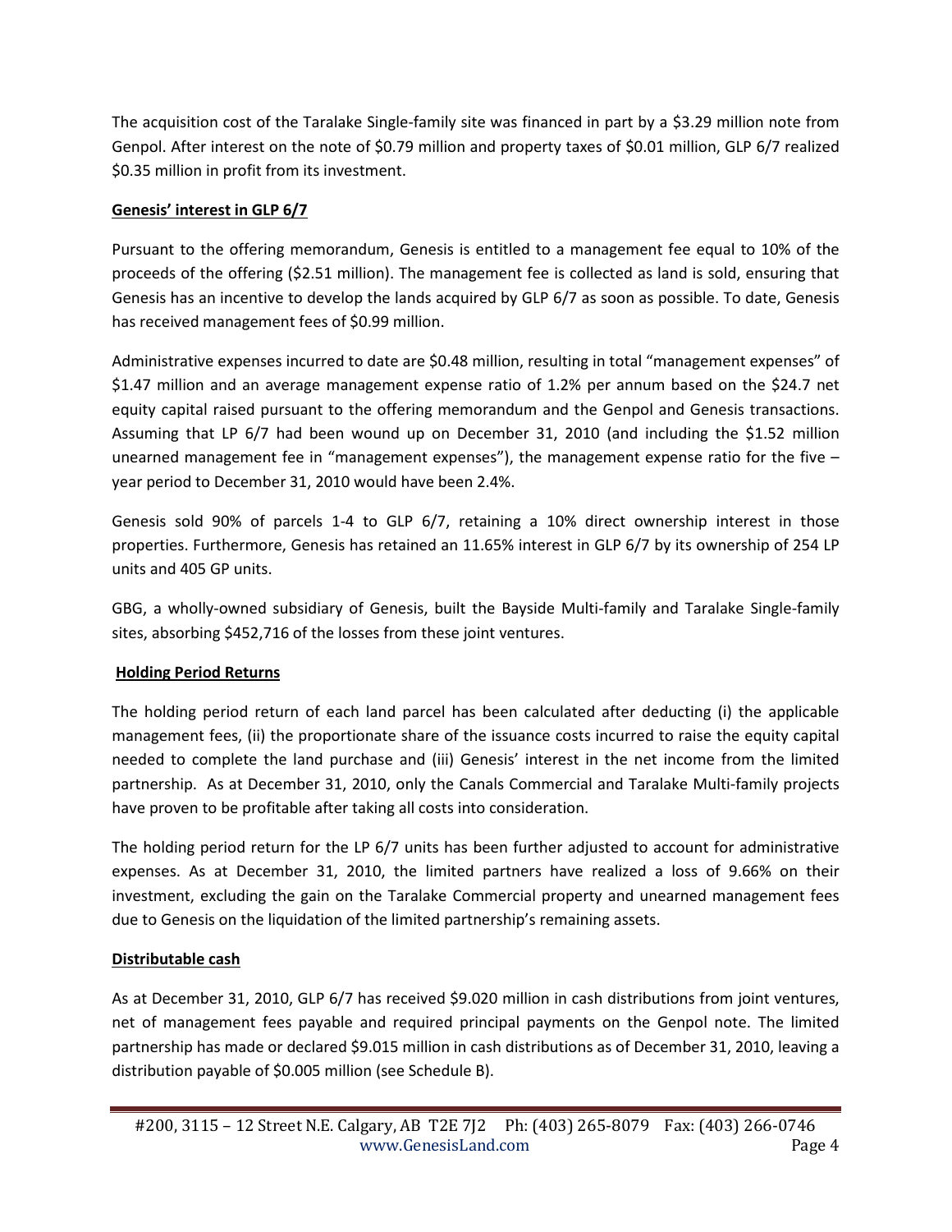The acquisition cost of the Taralake Single-family site was financed in part by a $3.29 million note from Genpol. After interest on the note of $0.79 million and property taxes of $0.01 million, GLP 6/7 realized $0.35 million in profit from its investment.

**Genesis' interest in GLP 6/7**

Pursuant to the offering memorandum, Genesis is entitled to a management fee equal to 10% of the proceeds of the offering ($2.51 million). The management fee is collected as land is sold, ensuring that Genesis has an incentive to develop the lands acquired by GLP 6/7 as soon as possible. To date, Genesis has received management fees of $0.99 million.

Administrative expenses incurred to date are $0.48 million, resulting in total "management expenses" of $1.47 million and an average management expense ratio of 1.2% per annum based on the $24.7 net equity capital raised pursuant to the offering memorandum and the Genpol and Genesis transactions. Assuming that LP 6/7 had been wound up on December 31, 2010 (and including the $1.52 million unearned management fee in "management expenses"), the management expense ratio for the five – year period to December 31, 2010 would have been 2.4%.

Genesis sold 90% of parcels 1-4 to GLP 6/7, retaining a 10% direct ownership interest in those properties. Furthermore, Genesis has retained an 11.65% interest in GLP 6/7 by its ownership of 254 LP units and 405 GP units.

GBG, a wholly-owned subsidiary of Genesis, built the Bayside Multi-family and Taralake Single-family sites, absorbing $452,716 of the losses from these joint ventures.

**Holding Period Returns**

The holding period return of each land parcel has been calculated after deducting (i) the applicable management fees, (ii) the proportionate share of the issuance costs incurred to raise the equity capital needed to complete the land purchase and (iii) Genesis' interest in the net income from the limited partnership. As at December 31, 2010, only the Canals Commercial and Taralake Multi-family projects have proven to be profitable after taking all costs into consideration.

The holding period return for the LP 6/7 units has been further adjusted to account for administrative expenses. As at December 31, 2010, the limited partners have realized a loss of 9.66% on their investment, excluding the gain on the Taralake Commercial property and unearned management fees due to Genesis on the liquidation of the limited partnership's remaining assets.

**Distributable cash**

As at December 31, 2010, GLP 6/7 has received $9.020 million in cash distributions from joint ventures, net of management fees payable and required principal payments on the Genpol note. The limited partnership has made or declared $9.015 million in cash distributions as of December 31, 2010, leaving a distribution payable of $0.005 million (see Schedule B).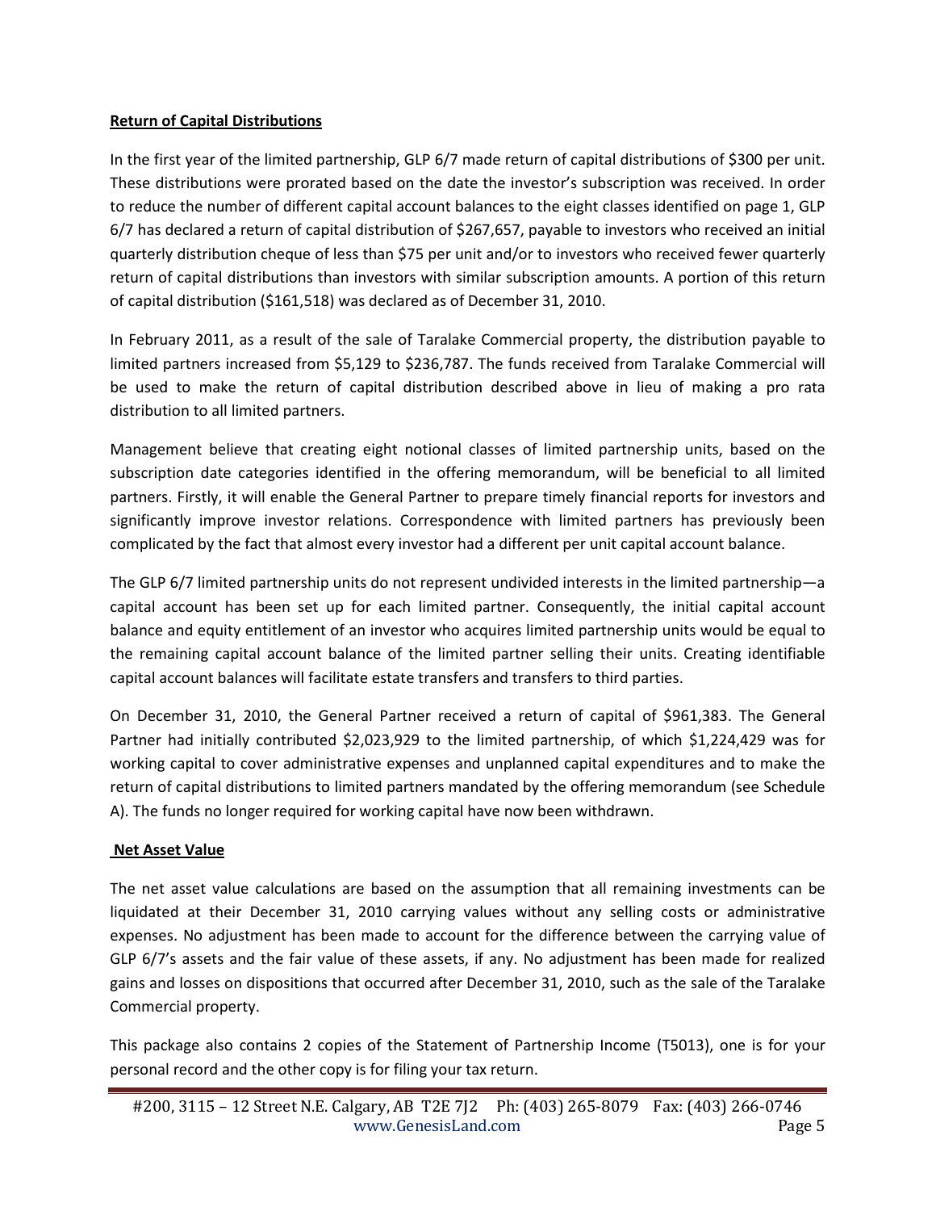## Return of Capital Distributions

In the first year of the limited partnership, GLP 6/7 made return of capital distributions of $300 per unit. These distributions were prorated based on the date the investor's subscription was received. In order to reduce the number of different capital account balances to the eight classes identified on page 1, GLP 6/7 has declared a return of capital distribution of $267,657, payable to investors who received an initial quarterly distribution cheque of less than $75 per unit and/or to investors who received fewer quarterly return of capital distributions than investors with similar subscription amounts. A portion of this return of capital distribution ($161,518) was declared as of December 31, 2010.

In February 2011, as a result of the sale of Taralake Commercial property, the distribution payable to limited partners increased from $5,129 to $236,787. The funds received from Taralake Commercial will be used to make the return of capital distribution described above in lieu of making a pro rata distribution to all limited partners.

Management believe that creating eight notional classes of limited partnership units, based on the subscription date categories identified in the offering memorandum, will be beneficial to all limited partners. Firstly, it will enable the General Partner to prepare timely financial reports for investors and significantly improve investor relations. Correspondence with limited partners has previously been complicated by the fact that almost every investor had a different per unit capital account balance.

The GLP 6/7 limited partnership units do not represent undivided interests in the limited partnership—a capital account has been set up for each limited partner. Consequently, the initial capital account balance and equity entitlement of an investor who acquires limited partnership units would be equal to the remaining capital account balance of the limited partner selling their units. Creating identifiable capital account balances will facilitate estate transfers and transfers to third parties.

On December 31, 2010, the General Partner received a return of capital of $961,383. The General Partner had initially contributed $2,023,929 to the limited partnership, of which $1,224,429 was for working capital to cover administrative expenses and unplanned capital expenditures and to make the return of capital distributions to limited partners mandated by the offering memorandum (see Schedule A). The funds no longer required for working capital have now been withdrawn.

## Net Asset Value

The net asset value calculations are based on the assumption that all remaining investments can be liquidated at their December 31, 2010 carrying values without any selling costs or administrative expenses. No adjustment has been made to account for the difference between the carrying value of GLP 6/7's assets and the fair value of these assets, if any. No adjustment has been made for realized gains and losses on dispositions that occurred after December 31, 2010, such as the sale of the Taralake Commercial property.

This package also contains 2 copies of the Statement of Partnership Income (T5013), one is for your personal record and the other copy is for filing your tax return.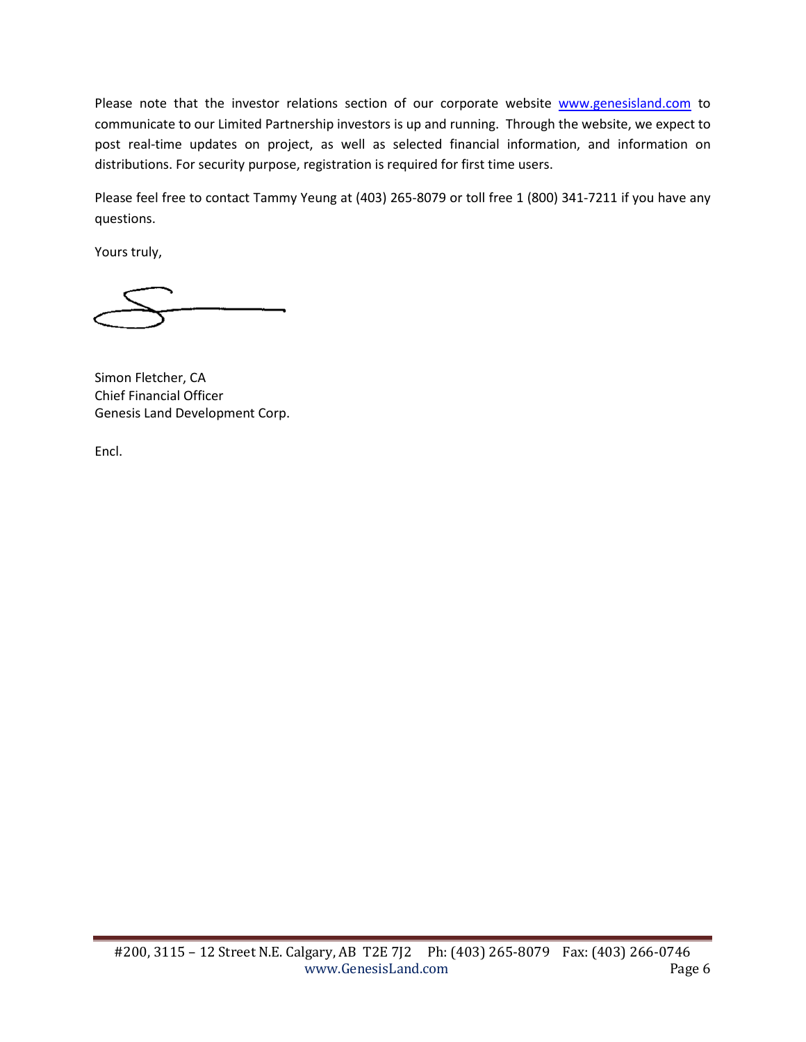Please note that the investor relations section of our corporate website www.genesisland.com to communicate to our Limited Partnership investors is up and running. Through the website, we expect to post real-time updates on project, as well as selected financial information, and information on distributions. For security purpose, registration is required for first time users.

Please feel free to contact Tammy Yeung at (403) 265-8079 or toll free 1 (800) 341-7211 if you have any questions.

Yours truly,

Simon Fletcher, CA
Chief Financial Officer
Genesis Land Development Corp.

Encl.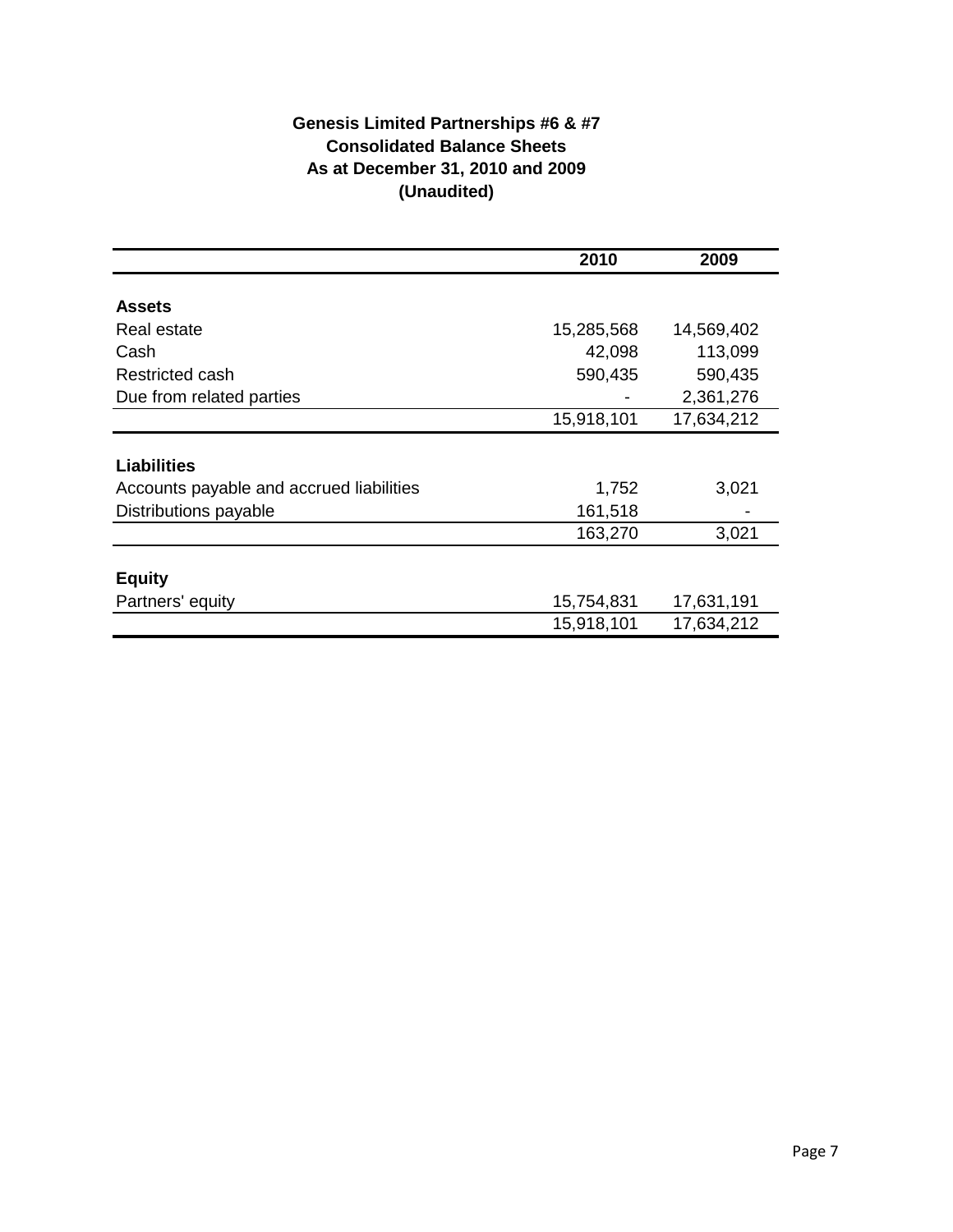**Genesis Limited Partnerships #6 & #7**
**Consolidated Balance Sheets**
**As at December 31, 2010 and 2009**
**(Unaudited)**

| | 2010 | 2009 |
|---|---|---|
| **Assets** | | |
| Real estate | 15,285,568 | 14,569,402 |
| Cash | 42,098 | 113,099 |
| Restricted cash | 590,435 | 590,435 |
| Due from related parties | - | 2,361,276 |
| | 15,918,101 | 17,634,212 |
| **Liabilities** | | |
| Accounts payable and accrued liabilities | 1,752 | 3,021 |
| Distributions payable | 161,518 | - |
| | 163,270 | 3,021 |
| **Equity** | | |
| Partners' equity | 15,754,831 | 17,631,191 |
| | 15,918,101 | 17,634,212 |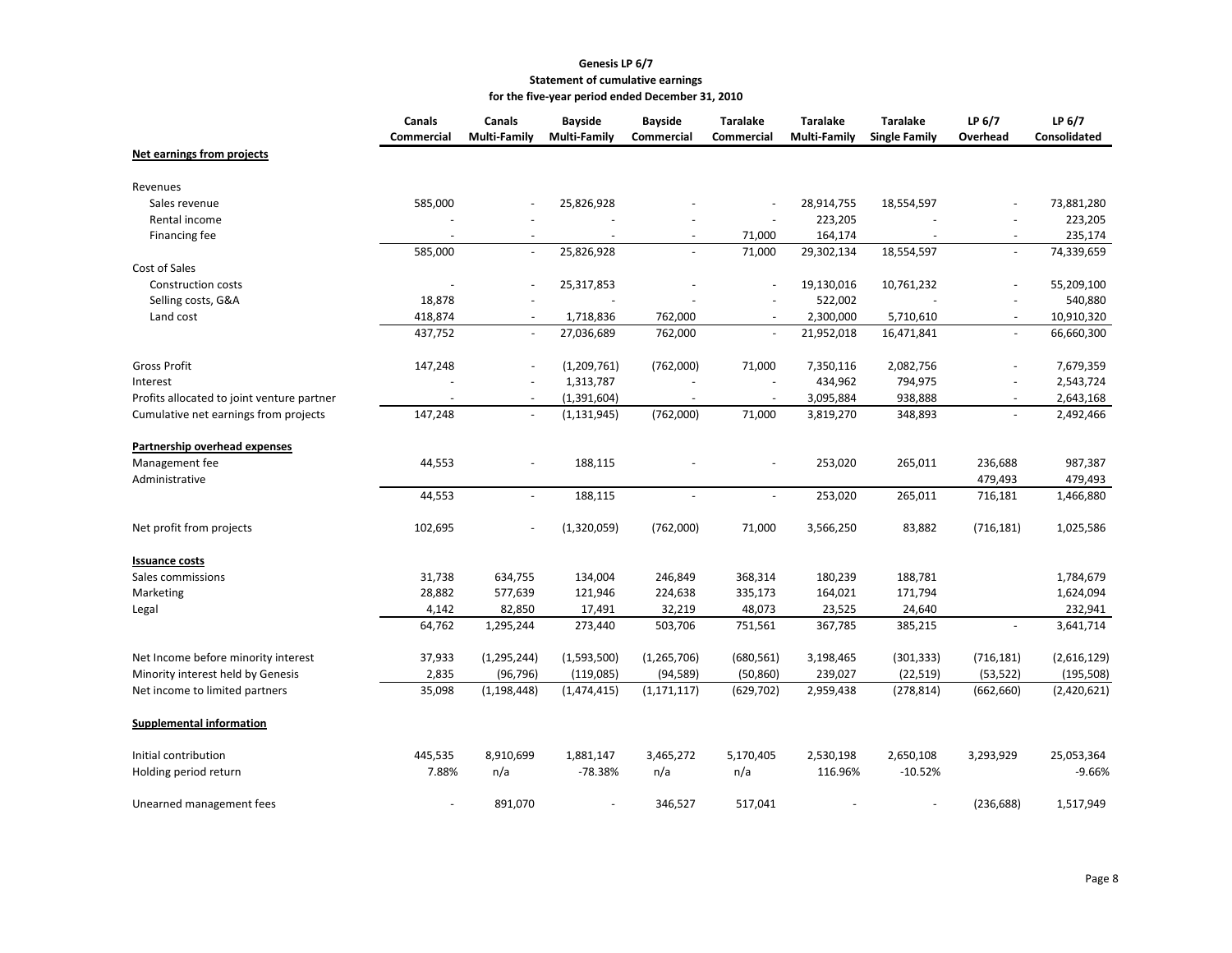**Genesis LP 6/7**
**Statement of cumulative earnings**
**for the five-year period ended December 31, 2010**

| | Canals Commercial | Canals Multi-Family | Bayside Multi-Family | Bayside Commercial | Taralake Commercial | Taralake Multi-Family | Taralake Single Family | LP 6/7 Overhead | LP 6/7 Consolidated |
|---|---|---|---|---|---|---|---|---|---|
| **Net earnings from projects** | | | | | | | | | |
| Revenues | | | | | | | | | |
| Sales revenue | 585,000 | - | 25,826,928 | - | - | 28,914,755 | 18,554,597 | - | 73,881,280 |
| Rental income | - | - | - | - | - | 223,205 | - | - | 223,205 |
| Financing fee | - | - | - | - | 71,000 | 164,174 | - | - | 235,174 |
| | 585,000 | - | 25,826,928 | - | 71,000 | 29,302,134 | 18,554,597 | - | 74,339,659 |
| Cost of Sales | | | | | | | | | |
| Construction costs | - | - | 25,317,853 | - | - | 19,130,016 | 10,761,232 | - | 55,209,100 |
| Selling costs, G&A | 18,878 | - | - | - | - | 522,002 | - | - | 540,880 |
| Land cost | 418,874 | - | 1,718,836 | 762,000 | - | 2,300,000 | 5,710,610 | - | 10,910,320 |
| | 437,752 | - | 27,036,689 | 762,000 | - | 21,952,018 | 16,471,841 | - | 66,660,300 |
| Gross Profit | 147,248 | - | (1,209,761) | (762,000) | 71,000 | 7,350,116 | 2,082,756 | - | 7,679,359 |
| Interest | - | - | 1,313,787 | - | - | 434,962 | 794,975 | - | 2,543,724 |
| Profits allocated to joint venture partner | - | - | (1,391,604) | - | - | 3,095,884 | 938,888 | - | 2,643,168 |
| Cumulative net earnings from projects | 147,248 | - | (1,131,945) | (762,000) | 71,000 | 3,819,270 | 348,893 | - | 2,492,466 |
| **Partnership overhead expenses** | | | | | | | | | |
| Management fee | 44,553 | - | 188,115 | - | - | 253,020 | 265,011 | 236,688 | 987,387 |
| Administrative | | | | | | | | 479,493 | 479,493 |
| | 44,553 | - | 188,115 | - | - | 253,020 | 265,011 | 716,181 | 1,466,880 |
| Net profit from projects | 102,695 | - | (1,320,059) | (762,000) | 71,000 | 3,566,250 | 83,882 | (716,181) | 1,025,586 |
| **Issuance costs** | | | | | | | | | |
| Sales commissions | 31,738 | 634,755 | 134,004 | 246,849 | 368,314 | 180,239 | 188,781 | | 1,784,679 |
| Marketing | 28,882 | 577,639 | 121,946 | 224,638 | 335,173 | 164,021 | 171,794 | | 1,624,094 |
| Legal | 4,142 | 82,850 | 17,491 | 32,219 | 48,073 | 23,525 | 24,640 | | 232,941 |
| | 64,762 | 1,295,244 | 273,440 | 503,706 | 751,561 | 367,785 | 385,215 | - | 3,641,714 |
| Net Income before minority interest | 37,933 | (1,295,244) | (1,593,500) | (1,265,706) | (680,561) | 3,198,465 | (301,333) | (716,181) | (2,616,129) |
| Minority interest held by Genesis | 2,835 | (96,796) | (119,085) | (94,589) | (50,860) | 239,027 | (22,519) | (53,522) | (195,508) |
| Net income to limited partners | 35,098 | (1,198,448) | (1,474,415) | (1,171,117) | (629,702) | 2,959,438 | (278,814) | (662,660) | (2,420,621) |
| **Supplemental information** | | | | | | | | | |
| Initial contribution | 445,535 | 8,910,699 | 1,881,147 | 3,465,272 | 5,170,405 | 2,530,198 | 2,650,108 | 3,293,929 | 25,053,364 |
| Holding period return | 7.88% | n/a | -78.38% | n/a | n/a | 116.96% | -10.52% | | -9.66% |
| Unearned management fees | - | 891,070 | - | 346,527 | 517,041 | - | - | (236,688) | 1,517,949 |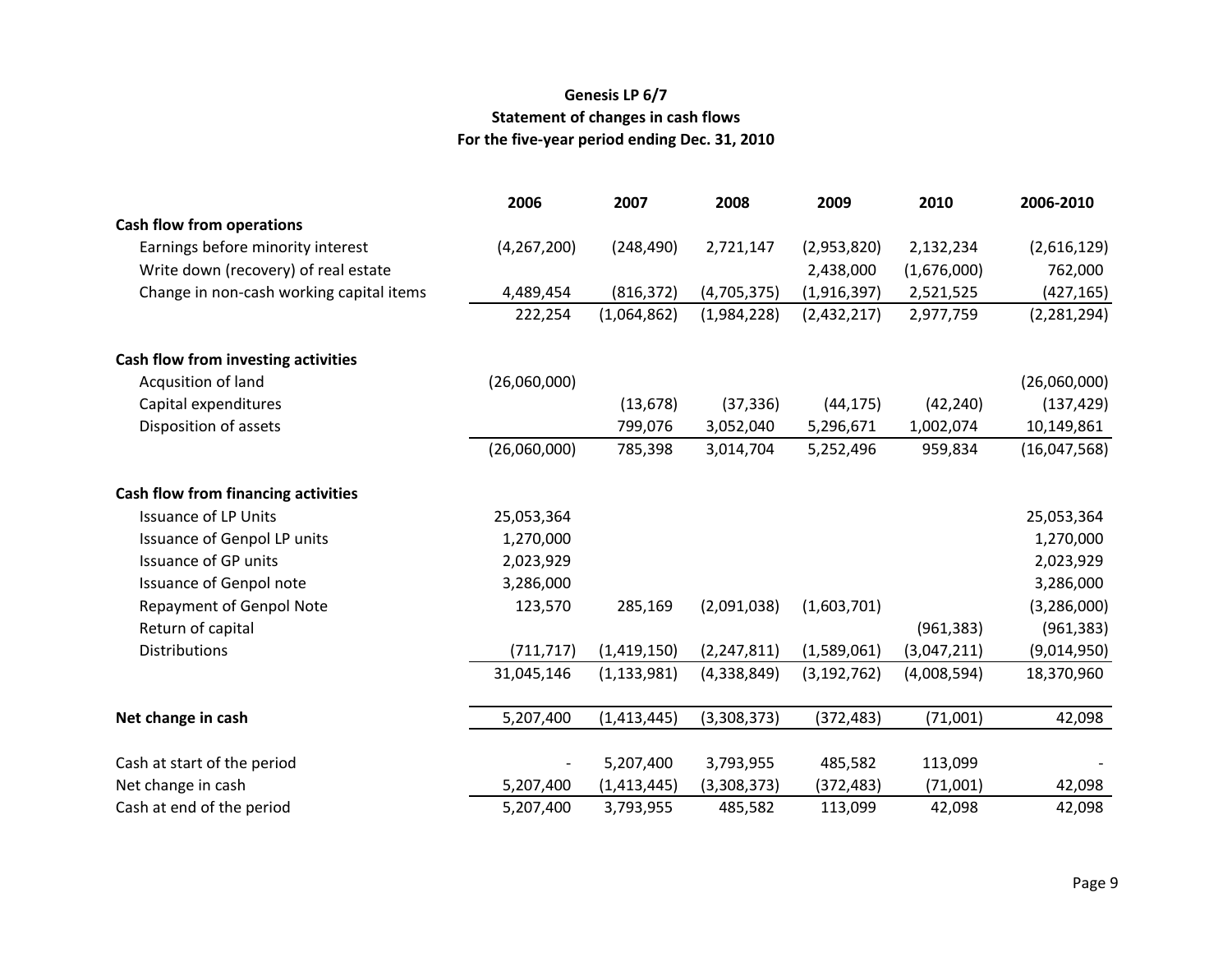**Genesis LP 6/7**
**Statement of changes in cash flows**
**For the five-year period ending Dec. 31, 2010**

| | 2006 | 2007 | 2008 | 2009 | 2010 | 2006-2010 |
|---|---|---|---|---|---|---|
| **Cash flow from operations** | | | | | | |
| Earnings before minority interest | (4,267,200) | (248,490) | 2,721,147 | (2,953,820) | 2,132,234 | (2,616,129) |
| Write down (recovery) of real estate | | | | 2,438,000 | (1,676,000) | 762,000 |
| Change in non-cash working capital items | 4,489,454 | (816,372) | (4,705,375) | (1,916,397) | 2,521,525 | (427,165) |
| | 222,254 | (1,064,862) | (1,984,228) | (2,432,217) | 2,977,759 | (2,281,294) |
| **Cash flow from investing activities** | | | | | | |
| Acqusition of land | (26,060,000) | | | | | (26,060,000) |
| Capital expenditures | | (13,678) | (37,336) | (44,175) | (42,240) | (137,429) |
| Disposition of assets | | 799,076 | 3,052,040 | 5,296,671 | 1,002,074 | 10,149,861 |
| | (26,060,000) | 785,398 | 3,014,704 | 5,252,496 | 959,834 | (16,047,568) |
| **Cash flow from financing activities** | | | | | | |
| Issuance of LP Units | 25,053,364 | | | | | 25,053,364 |
| Issuance of Genpol LP units | 1,270,000 | | | | | 1,270,000 |
| Issuance of GP units | 2,023,929 | | | | | 2,023,929 |
| Issuance of Genpol note | 3,286,000 | | | | | 3,286,000 |
| Repayment of Genpol Note | 123,570 | 285,169 | (2,091,038) | (1,603,701) | | (3,286,000) |
| Return of capital | | | | | (961,383) | (961,383) |
| Distributions | (711,717) | (1,419,150) | (2,247,811) | (1,589,061) | (3,047,211) | (9,014,950) |
| | 31,045,146 | (1,133,981) | (4,338,849) | (3,192,762) | (4,008,594) | 18,370,960 |
| **Net change in cash** | 5,207,400 | (1,413,445) | (3,308,373) | (372,483) | (71,001) | 42,098 |
| Cash at start of the period | - | 5,207,400 | 3,793,955 | 485,582 | 113,099 | - |
| Net change in cash | 5,207,400 | (1,413,445) | (3,308,373) | (372,483) | (71,001) | 42,098 |
| Cash at end of the period | 5,207,400 | 3,793,955 | 485,582 | 113,099 | 42,098 | 42,098 |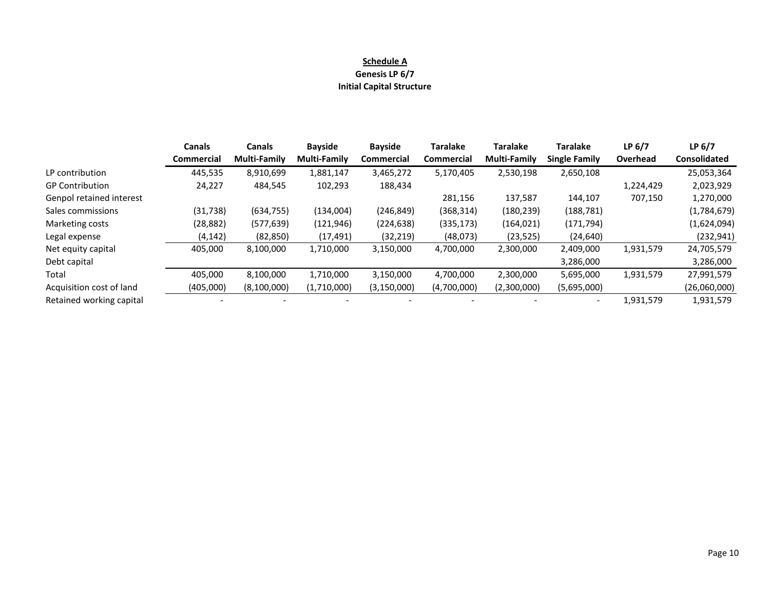**Schedule A**

**Genesis LP 6/7**

**Initial Capital Structure**

| | Canals Commercial | Canals Multi-Family | Bayside Multi-Family | Bayside Commercial | Taralake Commercial | Taralake Multi-Family | Taralake Single Family | LP 6/7 Overhead | LP 6/7 Consolidated |
|---|---|---|---|---|---|---|---|---|---|
| LP contribution | 445,535 | 8,910,699 | 1,881,147 | 3,465,272 | 5,170,405 | 2,530,198 | 2,650,108 | | 25,053,364 |
| GP Contribution | 24,227 | 484,545 | 102,293 | 188,434 | | | | 1,224,429 | 2,023,929 |
| Genpol retained interest | | | | | 281,156 | 137,587 | 144,107 | 707,150 | 1,270,000 |
| Sales commissions | (31,738) | (634,755) | (134,004) | (246,849) | (368,314) | (180,239) | (188,781) | | (1,784,679) |
| Marketing costs | (28,882) | (577,639) | (121,946) | (224,638) | (335,173) | (164,021) | (171,794) | | (1,624,094) |
| Legal expense | (4,142) | (82,850) | (17,491) | (32,219) | (48,073) | (23,525) | (24,640) | | (232,941) |
| Net equity capital | 405,000 | 8,100,000 | 1,710,000 | 3,150,000 | 4,700,000 | 2,300,000 | 2,409,000 | 1,931,579 | 24,705,579 |
| Debt capital | | | | | | | 3,286,000 | | 3,286,000 |
| Total | 405,000 | 8,100,000 | 1,710,000 | 3,150,000 | 4,700,000 | 2,300,000 | 5,695,000 | 1,931,579 | 27,991,579 |
| Acquisition cost of land | (405,000) | (8,100,000) | (1,710,000) | (3,150,000) | (4,700,000) | (2,300,000) | (5,695,000) | | (26,060,000) |
| Retained working capital | - | - | - | - | - | - | - | 1,931,579 | 1,931,579 |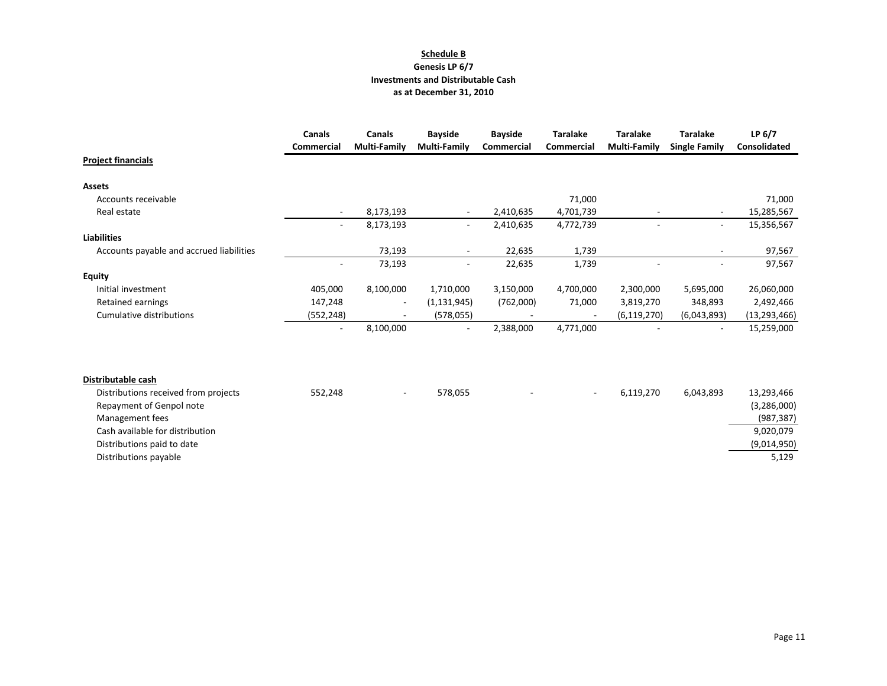**Schedule B**

**Genesis LP 6/7**

**Investments and Distributable Cash**

**as at December 31, 2010**

| | Canals Commercial | Canals Multi-Family | Bayside Multi-Family | Bayside Commercial | Taralake Commercial | Taralake Multi-Family | Taralake Single Family | LP 6/7 Consolidated |
|---|---|---|---|---|---|---|---|---|
| **Project financials** | | | | | | | | |
| **Assets** | | | | | | | | |
| Accounts receivable | | | | | 71,000 | | | 71,000 |
| Real estate | - | 8,173,193 | - | 2,410,635 | 4,701,739 | - | - | 15,285,567 |
| | - | 8,173,193 | - | 2,410,635 | 4,772,739 | - | - | 15,356,567 |
| **Liabilities** | | | | | | | | |
| Accounts payable and accrued liabilities | | 73,193 | - | 22,635 | 1,739 | | - | 97,567 |
| | - | 73,193 | - | 22,635 | 1,739 | - | - | 97,567 |
| **Equity** | | | | | | | | |
| Initial investment | 405,000 | 8,100,000 | 1,710,000 | 3,150,000 | 4,700,000 | 2,300,000 | 5,695,000 | 26,060,000 |
| Retained earnings | 147,248 | - | (1,131,945) | (762,000) | 71,000 | 3,819,270 | 348,893 | 2,492,466 |
| Cumulative distributions | (552,248) | - | (578,055) | - | - | (6,119,270) | (6,043,893) | (13,293,466) |
| | - | 8,100,000 | - | 2,388,000 | 4,771,000 | - | - | 15,259,000 |
| **Distributable cash** | | | | | | | | |
| Distributions received from projects | 552,248 | - | 578,055 | - | - | 6,119,270 | 6,043,893 | 13,293,466 |
| Repayment of Genpol note | | | | | | | | (3,286,000) |
| Management fees | | | | | | | | (987,387) |
| Cash available for distribution | | | | | | | | 9,020,079 |
| Distributions paid to date | | | | | | | | (9,014,950) |
| Distributions payable | | | | | | | | 5,129 |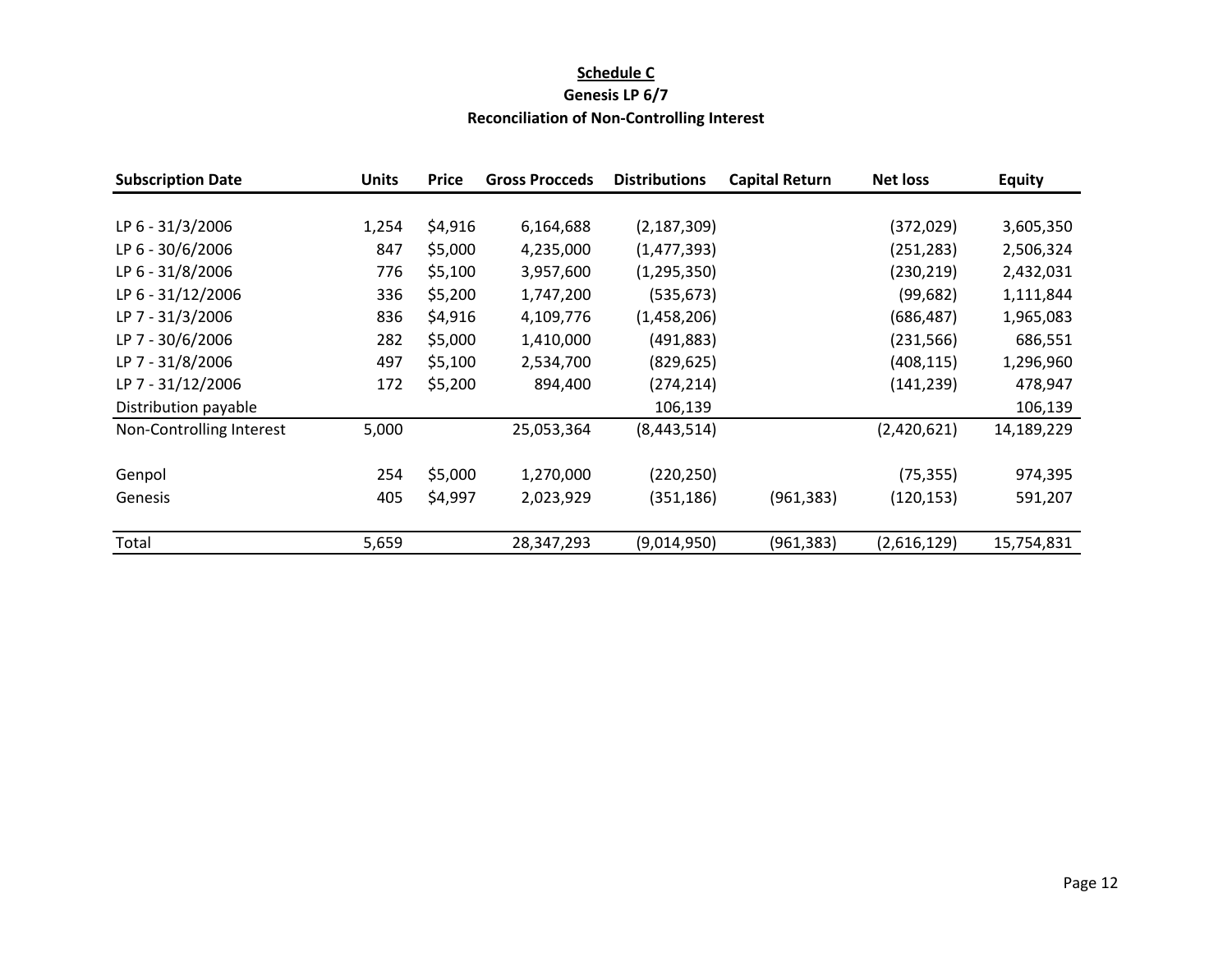**Schedule C**

**Genesis LP 6/7**

**Reconciliation of Non-Controlling Interest**

| Subscription Date | Units | Price | Gross Procceds | Distributions | Capital Return | Net loss | Equity |
|---|---|---|---|---|---|---|---|
| LP 6 - 31/3/2006 | 1,254 | $4,916 | 6,164,688 | (2,187,309) | | (372,029) | 3,605,350 |
| LP 6 - 30/6/2006 | 847 | $5,000 | 4,235,000 | (1,477,393) | | (251,283) | 2,506,324 |
| LP 6 - 31/8/2006 | 776 | $5,100 | 3,957,600 | (1,295,350) | | (230,219) | 2,432,031 |
| LP 6 - 31/12/2006 | 336 | $5,200 | 1,747,200 | (535,673) | | (99,682) | 1,111,844 |
| LP 7 - 31/3/2006 | 836 | $4,916 | 4,109,776 | (1,458,206) | | (686,487) | 1,965,083 |
| LP 7 - 30/6/2006 | 282 | $5,000 | 1,410,000 | (491,883) | | (231,566) | 686,551 |
| LP 7 - 31/8/2006 | 497 | $5,100 | 2,534,700 | (829,625) | | (408,115) | 1,296,960 |
| LP 7 - 31/12/2006 | 172 | $5,200 | 894,400 | (274,214) | | (141,239) | 478,947 |
| Distribution payable | | | | 106,139 | | | 106,139 |
| Non-Controlling Interest | 5,000 | | 25,053,364 | (8,443,514) | | (2,420,621) | 14,189,229 |
| | | | | | | | |
| Genpol | 254 | $5,000 | 1,270,000 | (220,250) | | (75,355) | 974,395 |
| Genesis | 405 | $4,997 | 2,023,929 | (351,186) | (961,383) | (120,153) | 591,207 |
| | | | | | | | |
| Total | 5,659 | | 28,347,293 | (9,014,950) | (961,383) | (2,616,129) | 15,754,831 |